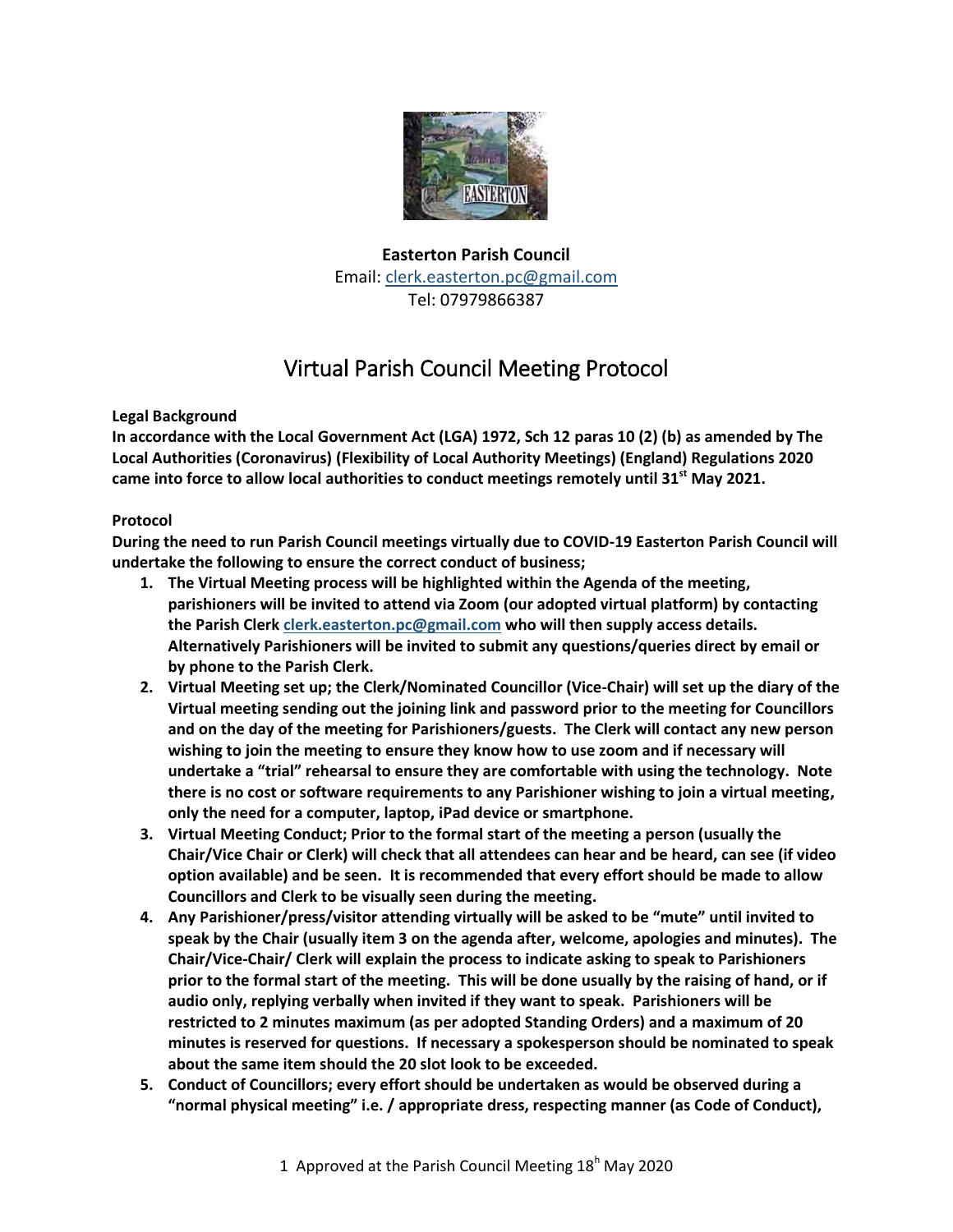**Easterton Parish Council**
Email: clerk.easterton.pc@gmail.com
Tel: 07979866387

# Virtual Parish Council Meeting Protocol

**Legal Background**

**In accordance with the Local Government Act (LGA) 1972, Sch 12 paras 10 (2) (b) as amended by The Local Authorities (Coronavirus) (Flexibility of Local Authority Meetings) (England) Regulations 2020 came into force to allow local authorities to conduct meetings remotely until 31st May 2021.**

**Protocol**

**During the need to run Parish Council meetings virtually due to COVID-19 Easterton Parish Council will undertake the following to ensure the correct conduct of business;**

1. **The Virtual Meeting process will be highlighted within the Agenda of the meeting, parishioners will be invited to attend via Zoom (our adopted virtual platform) by contacting the Parish Clerk clerk.easterton.pc@gmail.com who will then supply access details. Alternatively Parishioners will be invited to submit any questions/queries direct by email or by phone to the Parish Clerk.**
2. **Virtual Meeting set up; the Clerk/Nominated Councillor (Vice-Chair) will set up the diary of the Virtual meeting sending out the joining link and password prior to the meeting for Councillors and on the day of the meeting for Parishioners/guests. The Clerk will contact any new person wishing to join the meeting to ensure they know how to use zoom and if necessary will undertake a "trial" rehearsal to ensure they are comfortable with using the technology. Note there is no cost or software requirements to any Parishioner wishing to join a virtual meeting, only the need for a computer, laptop, iPad device or smartphone.**
3. **Virtual Meeting Conduct; Prior to the formal start of the meeting a person (usually the Chair/Vice Chair or Clerk) will check that all attendees can hear and be heard, can see (if video option available) and be seen. It is recommended that every effort should be made to allow Councillors and Clerk to be visually seen during the meeting.**
4. **Any Parishioner/press/visitor attending virtually will be asked to be "mute" until invited to speak by the Chair (usually item 3 on the agenda after, welcome, apologies and minutes). The Chair/Vice-Chair/ Clerk will explain the process to indicate asking to speak to Parishioners prior to the formal start of the meeting. This will be done usually by the raising of hand, or if audio only, replying verbally when invited if they want to speak. Parishioners will be restricted to 2 minutes maximum (as per adopted Standing Orders) and a maximum of 20 minutes is reserved for questions. If necessary a spokesperson should be nominated to speak about the same item should the 20 slot look to be exceeded.**
5. **Conduct of Councillors; every effort should be undertaken as would be observed during a "normal physical meeting" i.e. / appropriate dress, respecting manner (as Code of Conduct),**

1 Approved at the Parish Council Meeting 18h May 2020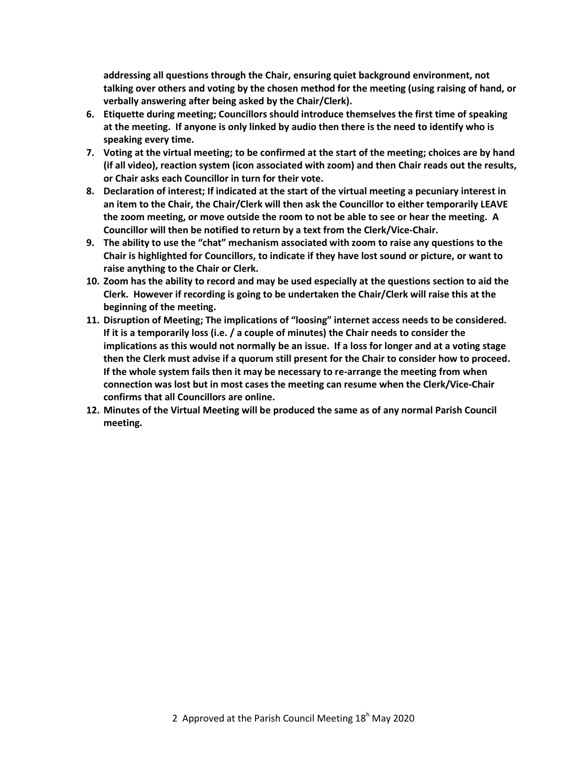**addressing all questions through the Chair, ensuring quiet background environment, not talking over others and voting by the chosen method for the meeting (using raising of hand, or verbally answering after being asked by the Chair/Clerk).**

6. **Etiquette during meeting; Councillors should introduce themselves the first time of speaking at the meeting. If anyone is only linked by audio then there is the need to identify who is speaking every time.**
7. **Voting at the virtual meeting; to be confirmed at the start of the meeting; choices are by hand (if all video), reaction system (icon associated with zoom) and then Chair reads out the results, or Chair asks each Councillor in turn for their vote.**
8. **Declaration of interest; If indicated at the start of the virtual meeting a pecuniary interest in an item to the Chair, the Chair/Clerk will then ask the Councillor to either temporarily LEAVE the zoom meeting, or move outside the room to not be able to see or hear the meeting. A Councillor will then be notified to return by a text from the Clerk/Vice-Chair.**
9. **The ability to use the "chat" mechanism associated with zoom to raise any questions to the Chair is highlighted for Councillors, to indicate if they have lost sound or picture, or want to raise anything to the Chair or Clerk.**
10. **Zoom has the ability to record and may be used especially at the questions section to aid the Clerk. However if recording is going to be undertaken the Chair/Clerk will raise this at the beginning of the meeting.**
11. **Disruption of Meeting; The implications of "loosing" internet access needs to be considered. If it is a temporarily loss (i.e. / a couple of minutes) the Chair needs to consider the implications as this would not normally be an issue. If a loss for longer and at a voting stage then the Clerk must advise if a quorum still present for the Chair to consider how to proceed. If the whole system fails then it may be necessary to re-arrange the meeting from when connection was lost but in most cases the meeting can resume when the Clerk/Vice-Chair confirms that all Councillors are online.**
12. **Minutes of the Virtual Meeting will be produced the same as of any normal Parish Council meeting.**